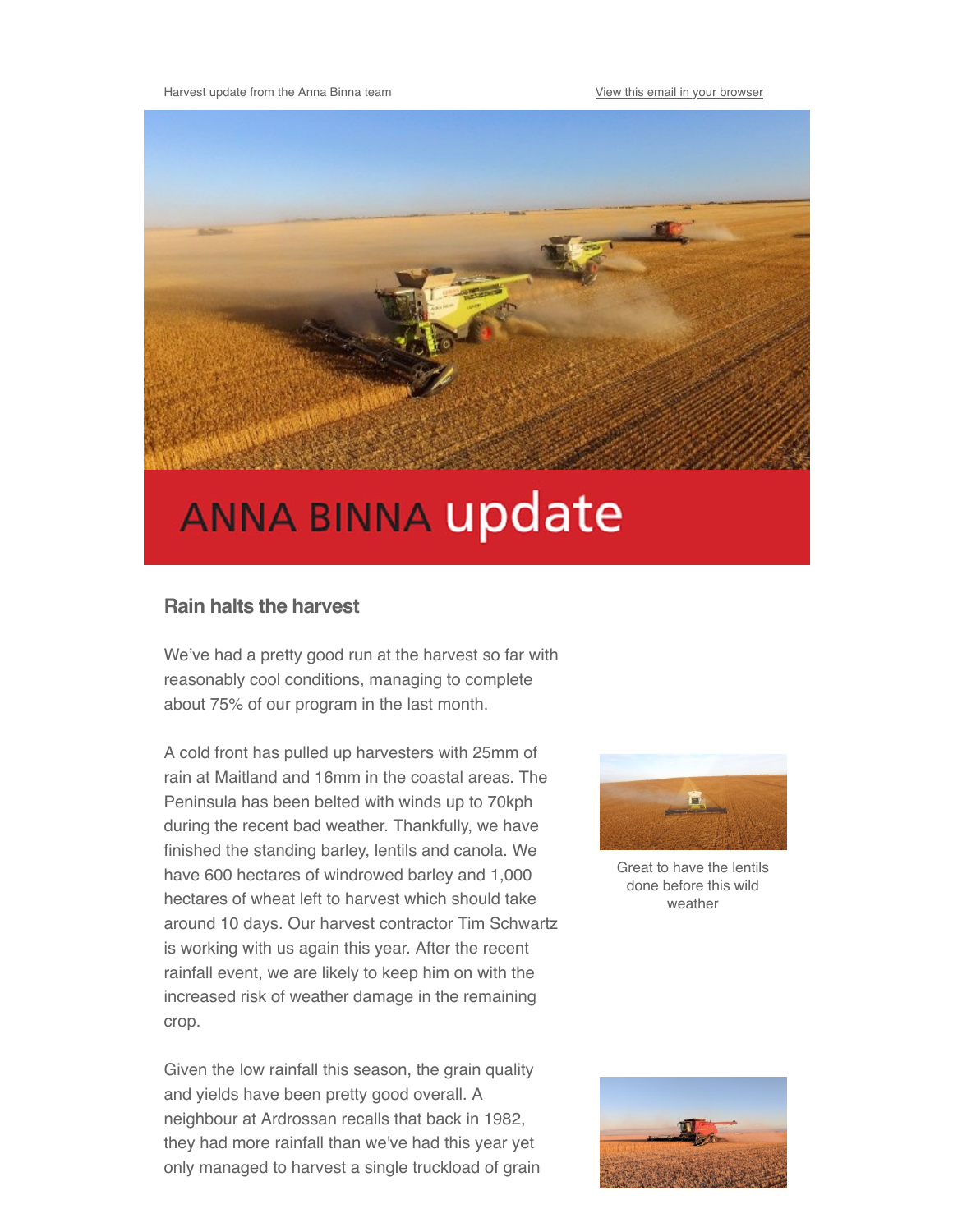Harvest update from the Anna Binna team

View this email in your browser

ANNA BINNA update

## Rain halts the harvest

We've had a pretty good run at the harvest so far with reasonably cool conditions, managing to complete about 75% of our program in the last month.

A cold front has pulled up harvesters with 25mm of rain at Maitland and 16mm in the coastal areas. The Peninsula has been belted with winds up to 70kph during the recent bad weather. Thankfully, we have finished the standing barley, lentils and canola. We have 600 hectares of windrowed barley and 1,000 hectares of wheat left to harvest which should take around 10 days. Our harvest contractor Tim Schwartz is working with us again this year. After the recent rainfall event, we are likely to keep him on with the increased risk of weather damage in the remaining crop.

Great to have the lentils done before this wild weather

Given the low rainfall this season, the grain quality and yields have been pretty good overall. A neighbour at Ardrossan recalls that back in 1982, they had more rainfall than we've had this year yet only managed to harvest a single truckload of grain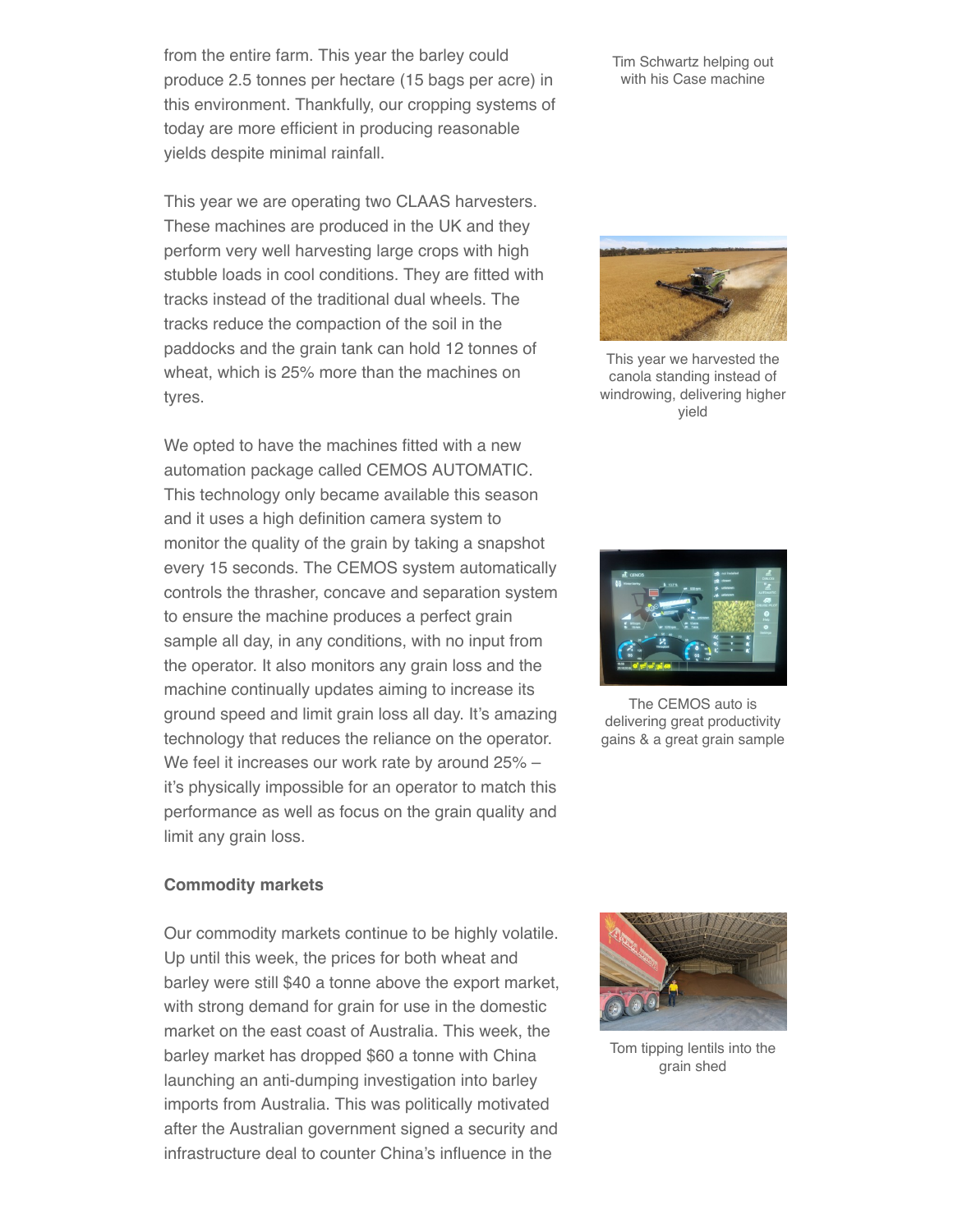from the entire farm. This year the barley could produce 2.5 tonnes per hectare (15 bags per acre) in this environment. Thankfully, our cropping systems of today are more efficient in producing reasonable yields despite minimal rainfall.

Tim Schwartz helping out with his Case machine

This year we are operating two CLAAS harvesters. These machines are produced in the UK and they perform very well harvesting large crops with high stubble loads in cool conditions. They are fitted with tracks instead of the traditional dual wheels. The tracks reduce the compaction of the soil in the paddocks and the grain tank can hold 12 tonnes of wheat, which is 25% more than the machines on tyres.

This year we harvested the canola standing instead of windrowing, delivering higher yield

We opted to have the machines fitted with a new automation package called CEMOS AUTOMATIC. This technology only became available this season and it uses a high definition camera system to monitor the quality of the grain by taking a snapshot every 15 seconds. The CEMOS system automatically controls the thrasher, concave and separation system to ensure the machine produces a perfect grain sample all day, in any conditions, with no input from the operator. It also monitors any grain loss and the machine continually updates aiming to increase its ground speed and limit grain loss all day. It's amazing technology that reduces the reliance on the operator. We feel it increases our work rate by around 25% – it's physically impossible for an operator to match this performance as well as focus on the grain quality and limit any grain loss.

The CEMOS auto is delivering great productivity gains & a great grain sample

**Commodity markets**

Our commodity markets continue to be highly volatile. Up until this week, the prices for both wheat and barley were still $40 a tonne above the export market, with strong demand for grain for use in the domestic market on the east coast of Australia. This week, the barley market has dropped $60 a tonne with China launching an anti-dumping investigation into barley imports from Australia. This was politically motivated after the Australian government signed a security and infrastructure deal to counter China's influence in the

Tom tipping lentils into the grain shed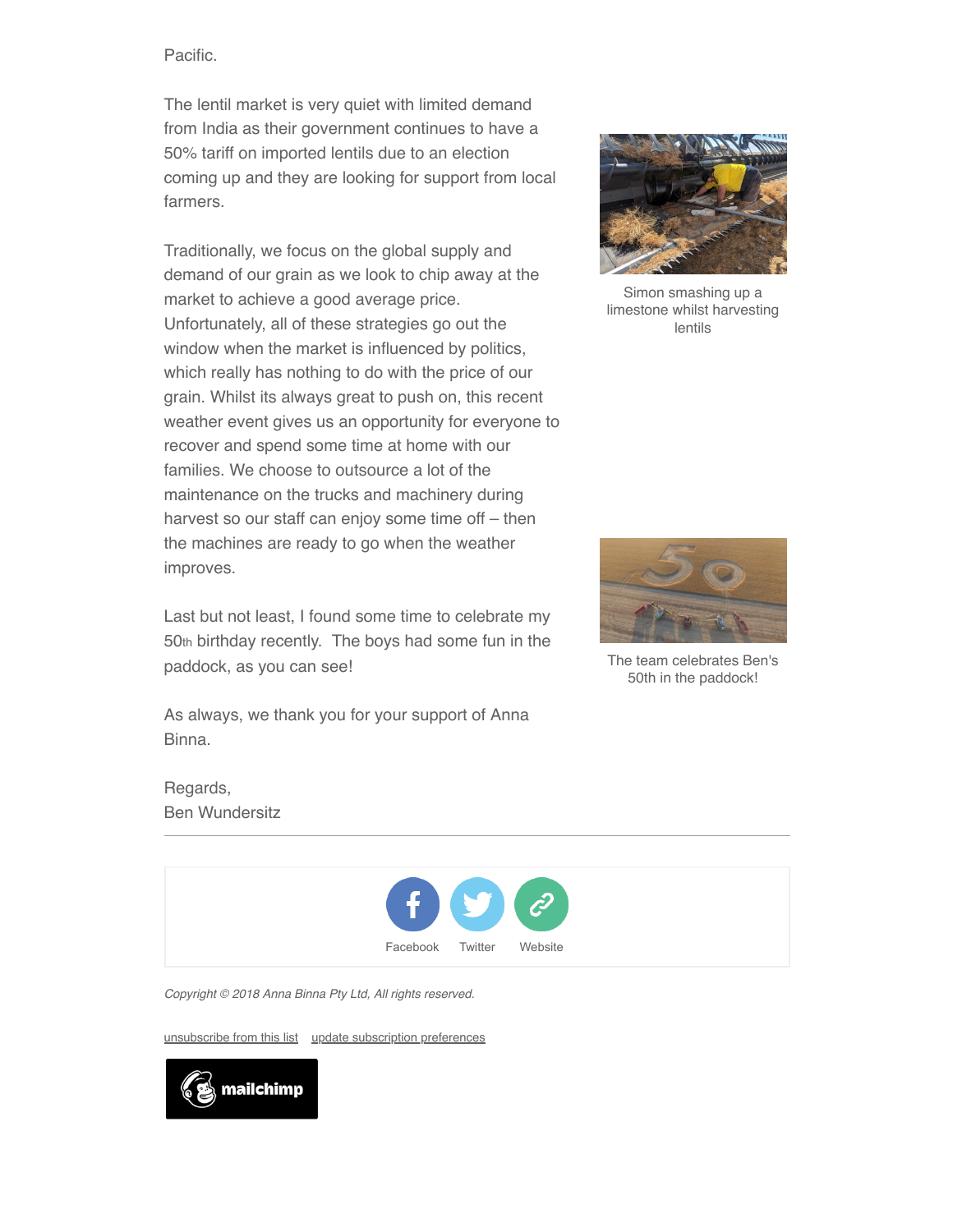Pacific.

The lentil market is very quiet with limited demand from India as their government continues to have a 50% tariff on imported lentils due to an election coming up and they are looking for support from local farmers.

Simon smashing up a limestone whilst harvesting lentils

Traditionally, we focus on the global supply and demand of our grain as we look to chip away at the market to achieve a good average price. Unfortunately, all of these strategies go out the window when the market is influenced by politics, which really has nothing to do with the price of our grain. Whilst its always great to push on, this recent weather event gives us an opportunity for everyone to recover and spend some time at home with our families. We choose to outsource a lot of the maintenance on the trucks and machinery during harvest so our staff can enjoy some time off – then the machines are ready to go when the weather improves.

Last but not least, I found some time to celebrate my 50th birthday recently. The boys had some fun in the paddock, as you can see!

The team celebrates Ben's 50th in the paddock!

As always, we thank you for your support of Anna Binna.

Regards,
Ben Wundersitz

---

Facebook Twitter Website

*Copyright © 2018 Anna Binna Pty Ltd, All rights reserved.*

unsubscribe from this list update subscription preferences

mailchimp